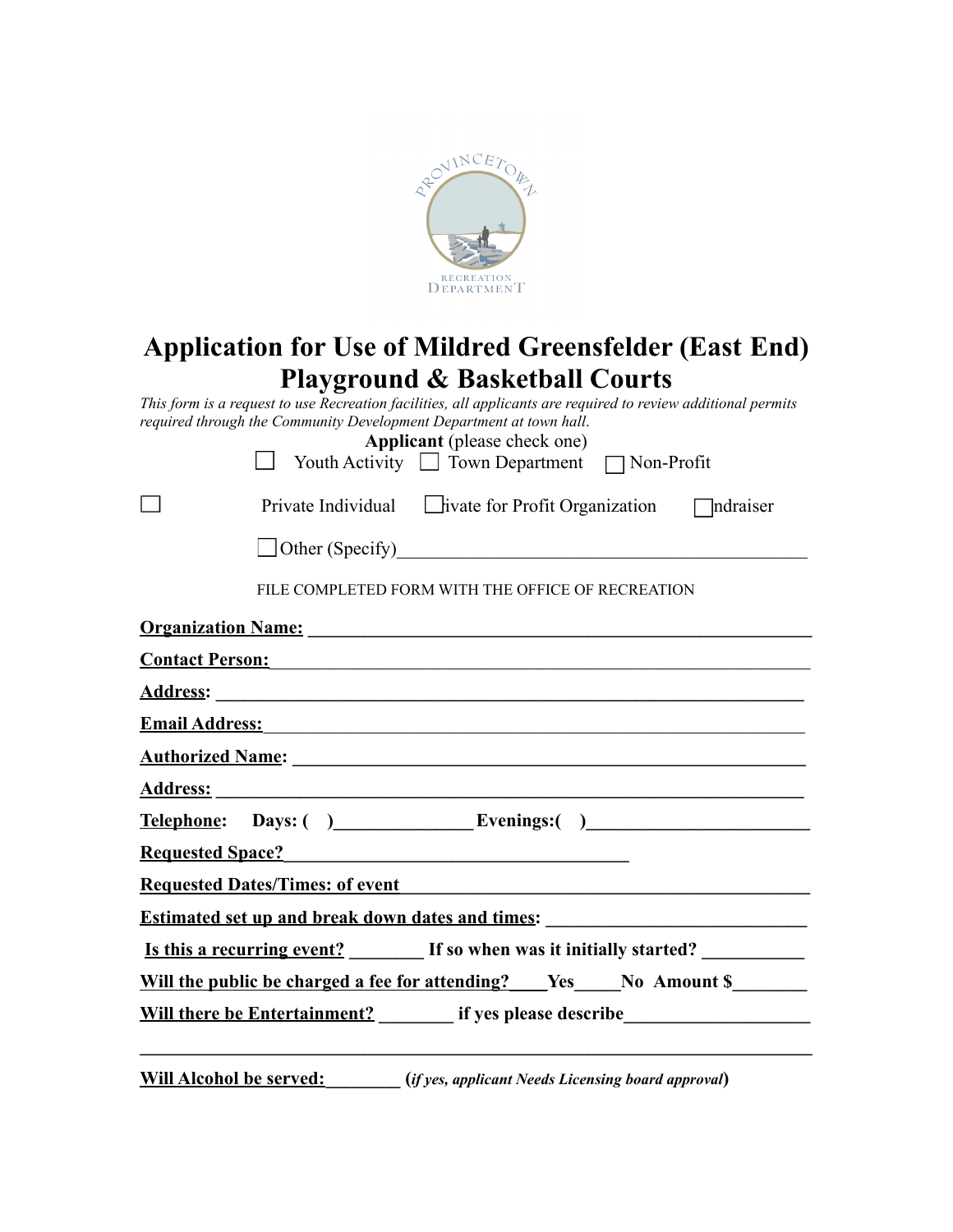# Application for Use of Mildred Greensfelder (East End) Playground & Basketball Courts

*This form is a request to use Recreation facilities, all applicants are required to review additional permits required through the Community Development Department at town hall.*

**Applicant** (please check one)

☐ Youth Activity ☐ Town Department ☐ Non-Profit

☐ Private Individual ☐ ivate for Profit Organization ☐ ndraiser

☐ Other (Specify)_____________________________________________

FILE COMPLETED FORM WITH THE OFFICE OF RECREATION

**Organization Name:** ______________________________________________________

**Contact Person:** ______________________________________________________

**Address:** ______________________________________________________

**Email Address:** ______________________________________________________

**Authorized Name:** ______________________________________________________

**Address:** ______________________________________________________

**Telephone: Days: ( )_______________ Evenings:( )________________________**

**Requested Space?** _____________________________________

**Requested Dates/Times: of event** ___________________________________________

**Estimated set up and break down dates and times:** ____________________________

**Is this a recurring event?** ________ **If so when was it initially started?** ___________

**Will the public be charged a fee for attending?____Yes_____No Amount $________**

**Will there be Entertainment?** ________ **if yes please describe**____________________

______________________________________________________________________

**Will Alcohol be served:**________ **(*if yes, applicant Needs Licensing board approval*)**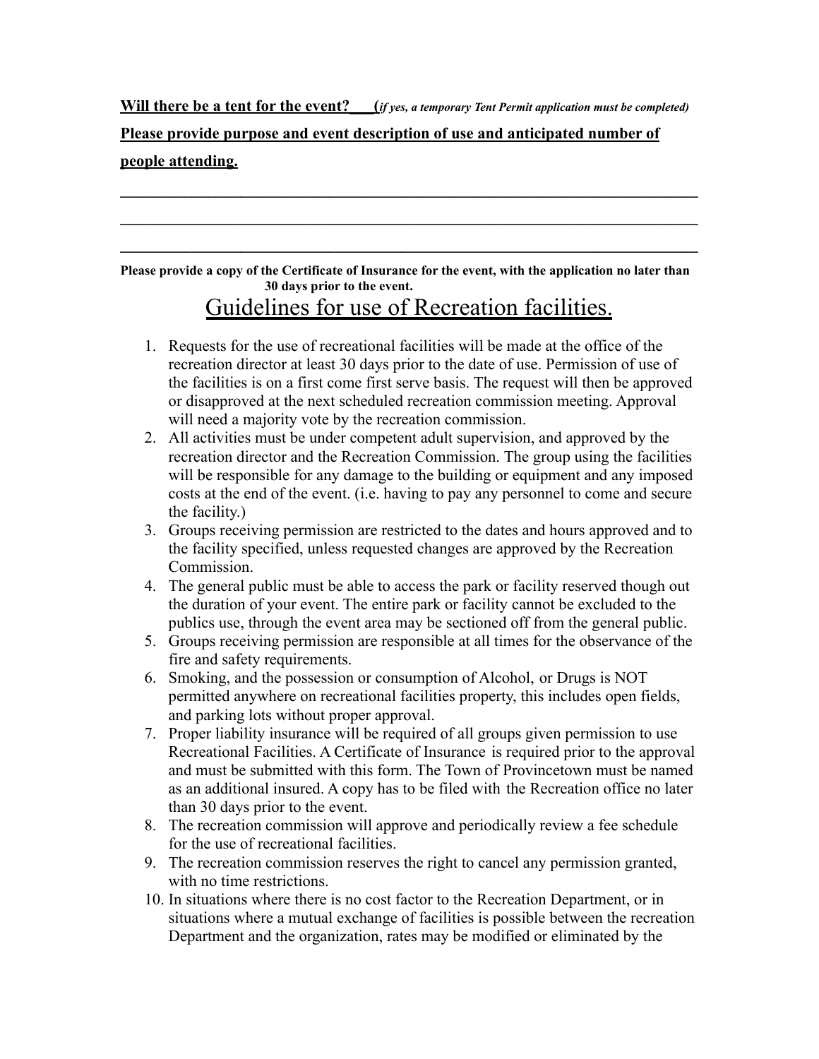**Will there be a tent for the event?___(***if yes, a temporary Tent Permit application must be completed)*

**Please provide purpose and event description of use and anticipated number of people attending.**

___________________________________________________________________________

___________________________________________________________________________

___________________________________________________________________________

**Please provide a copy of the Certificate of Insurance for the event, with the application no later than 30 days prior to the event.**

# Guidelines for use of Recreation facilities.

1. Requests for the use of recreational facilities will be made at the office of the recreation director at least 30 days prior to the date of use. Permission of use of the facilities is on a first come first serve basis. The request will then be approved or disapproved at the next scheduled recreation commission meeting. Approval will need a majority vote by the recreation commission.
2. All activities must be under competent adult supervision, and approved by the recreation director and the Recreation Commission. The group using the facilities will be responsible for any damage to the building or equipment and any imposed costs at the end of the event. (i.e. having to pay any personnel to come and secure the facility.)
3. Groups receiving permission are restricted to the dates and hours approved and to the facility specified, unless requested changes are approved by the Recreation Commission.
4. The general public must be able to access the park or facility reserved though out the duration of your event. The entire park or facility cannot be excluded to the publics use, through the event area may be sectioned off from the general public.
5. Groups receiving permission are responsible at all times for the observance of the fire and safety requirements.
6. Smoking, and the possession or consumption of Alcohol, or Drugs is NOT permitted anywhere on recreational facilities property, this includes open fields, and parking lots without proper approval.
7. Proper liability insurance will be required of all groups given permission to use Recreational Facilities. A Certificate of Insurance is required prior to the approval and must be submitted with this form. The Town of Provincetown must be named as an additional insured. A copy has to be filed with the Recreation office no later than 30 days prior to the event.
8. The recreation commission will approve and periodically review a fee schedule for the use of recreational facilities.
9. The recreation commission reserves the right to cancel any permission granted, with no time restrictions.
10. In situations where there is no cost factor to the Recreation Department, or in situations where a mutual exchange of facilities is possible between the recreation Department and the organization, rates may be modified or eliminated by the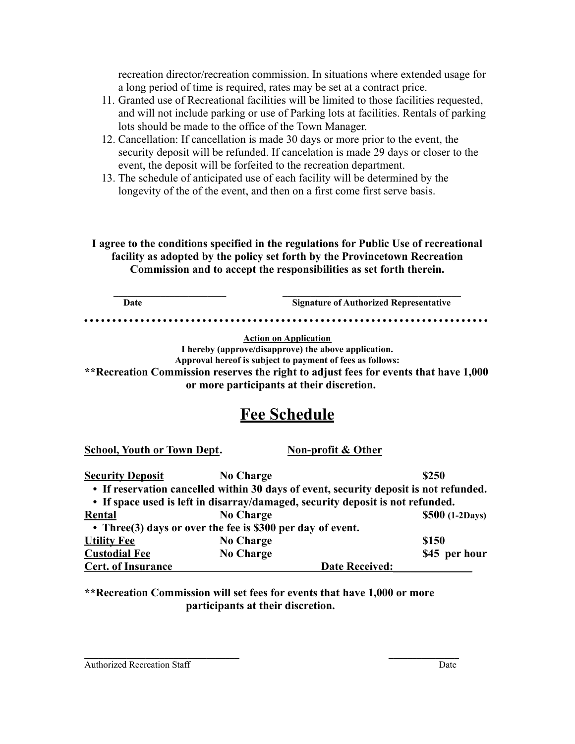recreation director/recreation commission. In situations where extended usage for a long period of time is required, rates may be set at a contract price.

11. Granted use of Recreational facilities will be limited to those facilities requested, and will not include parking or use of Parking lots at facilities. Rentals of parking lots should be made to the office of the Town Manager.
12. Cancellation: If cancellation is made 30 days or more prior to the event, the security deposit will be refunded. If cancelation is made 29 days or closer to the event, the deposit will be forfeited to the recreation department.
13. The schedule of anticipated use of each facility will be determined by the longevity of the of the event, and then on a first come first serve basis.

**I agree to the conditions specified in the regulations for Public Use of recreational facility as adopted by the policy set forth by the Provincetown Recreation Commission and to accept the responsibilities as set forth therein.**

______________________ ____________________________________

**Date** **Signature of Authorized Representative**

---

**Action on Application**

**I hereby (approve/disapprove) the above application.**

**Approval hereof is subject to payment of fees as follows:**

**\*\*Recreation Commission reserves the right to adjust fees for events that have 1,000 or more participants at their discretion.**

# Fee Schedule

| | **School, Youth or Town Dept.** | **Non-profit & Other** |
|---|---|---|
| **Security Deposit** | **No Charge** | **$250** |

- **If reservation cancelled within 30 days of event, security deposit is not refunded.**
- **If space used is left in disarray/damaged, security deposit is not refunded.**

| | | |
|---|---|---|
| **Rental** | **No Charge** | **$500 (1-2Days)** |

- **Three(3) days or over the fee is $300 per day of event.**

| | | |
|---|---|---|
| **Utility Fee** | **No Charge** | **$150** |
| **Custodial Fee** | **No Charge** | **$45 per hour** |
| **Cert. of Insurance** | | **Date Received:______________** |

**\*\*Recreation Commission will set fees for events that have 1,000 or more participants at their discretion.**

______________________________ ______________

Authorized Recreation Staff Date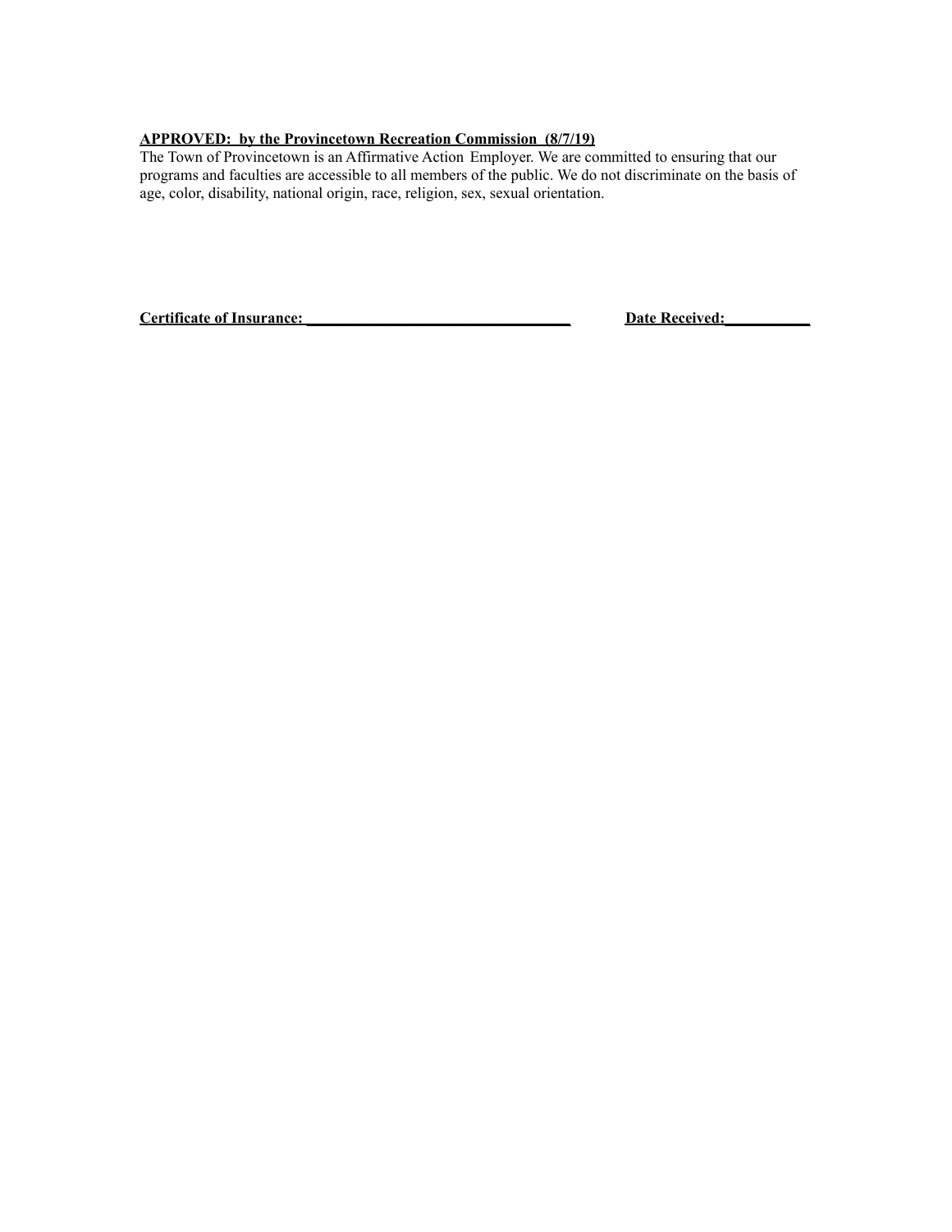**APPROVED: by the Provincetown Recreation Commission (8/7/19)**
The Town of Provincetown is an Affirmative Action Employer. We are committed to ensuring that our programs and faculties are accessible to all members of the public. We do not discriminate on the basis of age, color, disability, national origin, race, religion, sex, sexual orientation.

**Certificate of Insurance: \_\_\_\_\_\_\_\_\_\_\_\_\_\_\_\_\_\_\_\_\_\_\_\_\_\_\_\_\_\_\_\_\_\_** **Date Received:\_\_\_\_\_\_\_\_\_\_\_**